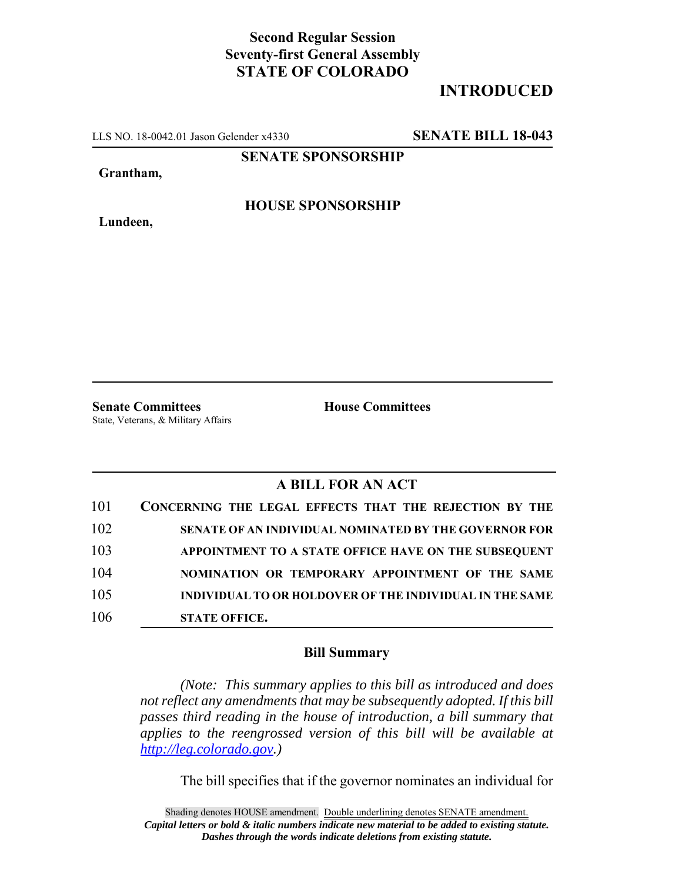**Second Regular Session**
**Seventy-first General Assembly**
**STATE OF COLORADO**

# INTRODUCTED

LLS NO. 18-0042.01 Jason Gelender x4330 **SENATE BILL 18-043**

**SENATE SPONSORSHIP**

**Grantham,**

**HOUSE SPONSORSHIP**

**Lundeen,**

**Senate Committees**
State, Veterans, & Military Affairs

**House Committees**

## A BILL FOR AN ACT

101 **CONCERNING THE LEGAL EFFECTS THAT THE REJECTION BY THE**
102 **SENATE OF AN INDIVIDUAL NOMINATED BY THE GOVERNOR FOR**
103 **APPOINTMENT TO A STATE OFFICE HAVE ON THE SUBSEQUENT**
104 **NOMINATION OR TEMPORARY APPOINTMENT OF THE SAME**
105 **INDIVIDUAL TO OR HOLDOVER OF THE INDIVIDUAL IN THE SAME**
106 **STATE OFFICE.**

### Bill Summary

*(Note: This summary applies to this bill as introduced and does not reflect any amendments that may be subsequently adopted. If this bill passes third reading in the house of introduction, a bill summary that applies to the reengrossed version of this bill will be available at http://leg.colorado.gov.)*

The bill specifies that if the governor nominates an individual for

Shading denotes HOUSE amendment. Double underlining denotes SENATE amendment.
***Capital letters or bold & italic numbers indicate new material to be added to existing statute.***
***Dashes through the words indicate deletions from existing statute.***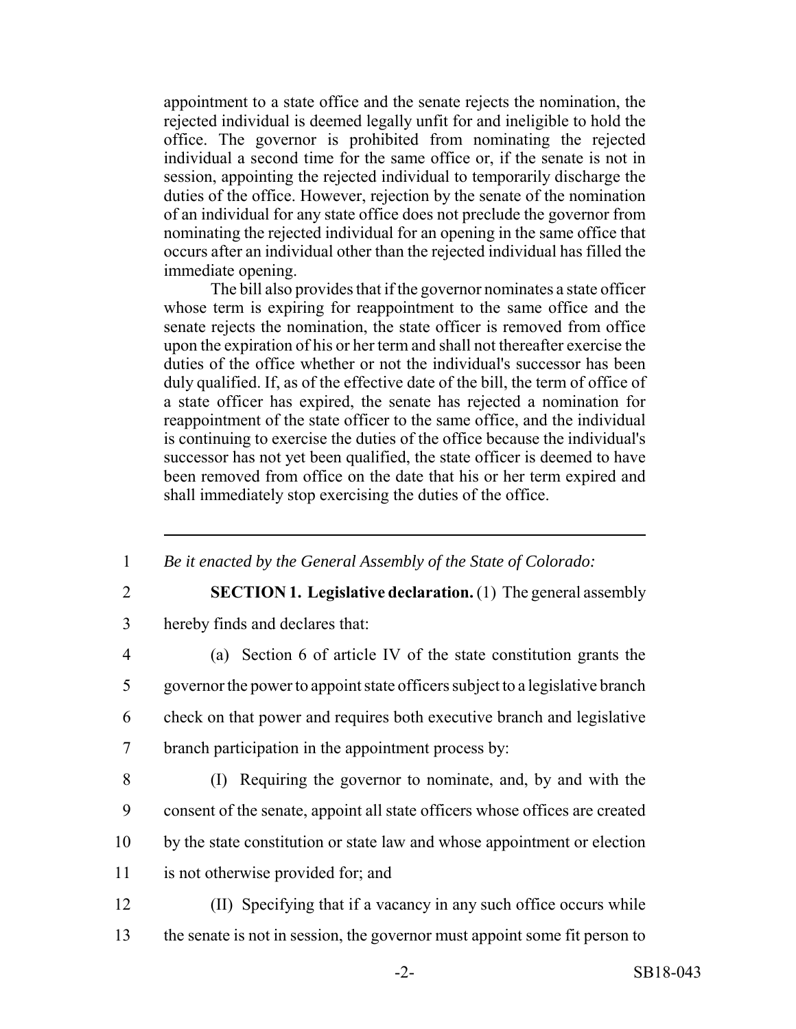appointment to a state office and the senate rejects the nomination, the rejected individual is deemed legally unfit for and ineligible to hold the office. The governor is prohibited from nominating the rejected individual a second time for the same office or, if the senate is not in session, appointing the rejected individual to temporarily discharge the duties of the office. However, rejection by the senate of the nomination of an individual for any state office does not preclude the governor from nominating the rejected individual for an opening in the same office that occurs after an individual other than the rejected individual has filled the immediate opening.

The bill also provides that if the governor nominates a state officer whose term is expiring for reappointment to the same office and the senate rejects the nomination, the state officer is removed from office upon the expiration of his or her term and shall not thereafter exercise the duties of the office whether or not the individual's successor has been duly qualified. If, as of the effective date of the bill, the term of office of a state officer has expired, the senate has rejected a nomination for reappointment of the state officer to the same office, and the individual is continuing to exercise the duties of the office because the individual's successor has not yet been qualified, the state officer is deemed to have been removed from office on the date that his or her term expired and shall immediately stop exercising the duties of the office.

---

1 *Be it enacted by the General Assembly of the State of Colorado:*

2 **SECTION 1. Legislative declaration.** (1) The general assembly
3 hereby finds and declares that:

4 (a) Section 6 of article IV of the state constitution grants the
5 governor the power to appoint state officers subject to a legislative branch
6 check on that power and requires both executive branch and legislative
7 branch participation in the appointment process by:

8 (I) Requiring the governor to nominate, and, by and with the
9 consent of the senate, appoint all state officers whose offices are created
10 by the state constitution or state law and whose appointment or election
11 is not otherwise provided for; and

12 (II) Specifying that if a vacancy in any such office occurs while
13 the senate is not in session, the governor must appoint some fit person to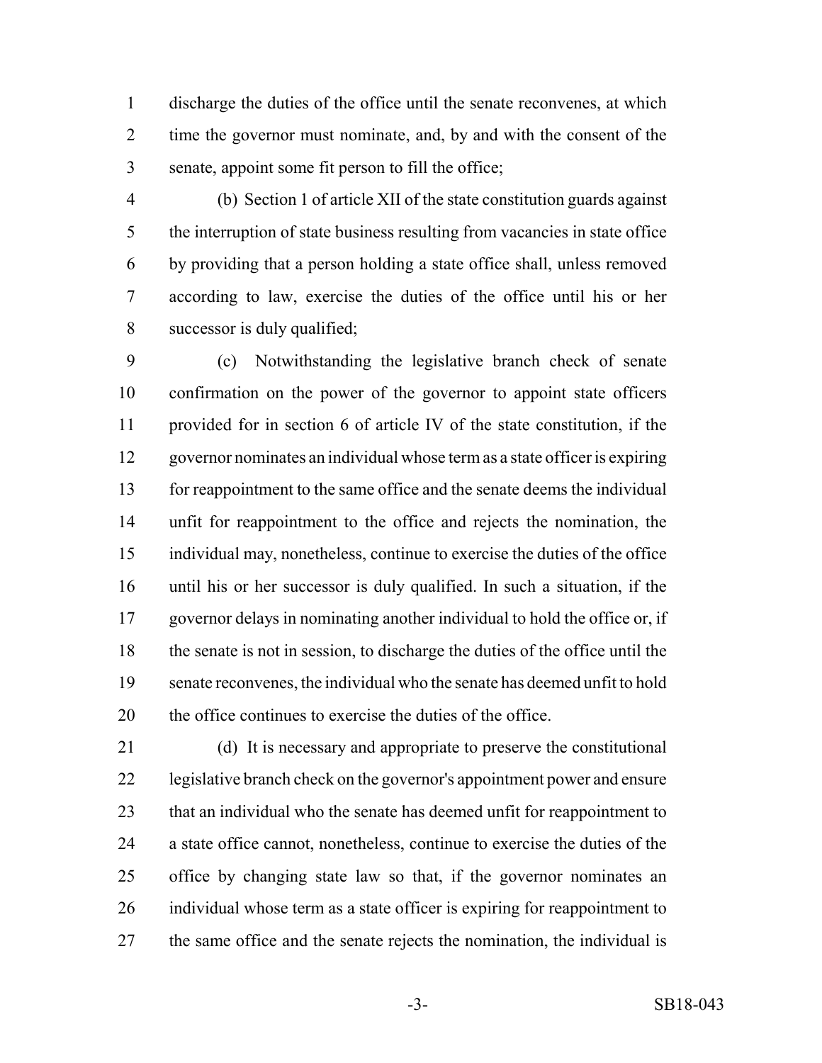discharge the duties of the office until the senate reconvenes, at which time the governor must nominate, and, by and with the consent of the senate, appoint some fit person to fill the office;

(b) Section 1 of article XII of the state constitution guards against the interruption of state business resulting from vacancies in state office by providing that a person holding a state office shall, unless removed according to law, exercise the duties of the office until his or her successor is duly qualified;

(c) Notwithstanding the legislative branch check of senate confirmation on the power of the governor to appoint state officers provided for in section 6 of article IV of the state constitution, if the governor nominates an individual whose term as a state officer is expiring for reappointment to the same office and the senate deems the individual unfit for reappointment to the office and rejects the nomination, the individual may, nonetheless, continue to exercise the duties of the office until his or her successor is duly qualified. In such a situation, if the governor delays in nominating another individual to hold the office or, if the senate is not in session, to discharge the duties of the office until the senate reconvenes, the individual who the senate has deemed unfit to hold the office continues to exercise the duties of the office.

(d) It is necessary and appropriate to preserve the constitutional legislative branch check on the governor's appointment power and ensure that an individual who the senate has deemed unfit for reappointment to a state office cannot, nonetheless, continue to exercise the duties of the office by changing state law so that, if the governor nominates an individual whose term as a state officer is expiring for reappointment to the same office and the senate rejects the nomination, the individual is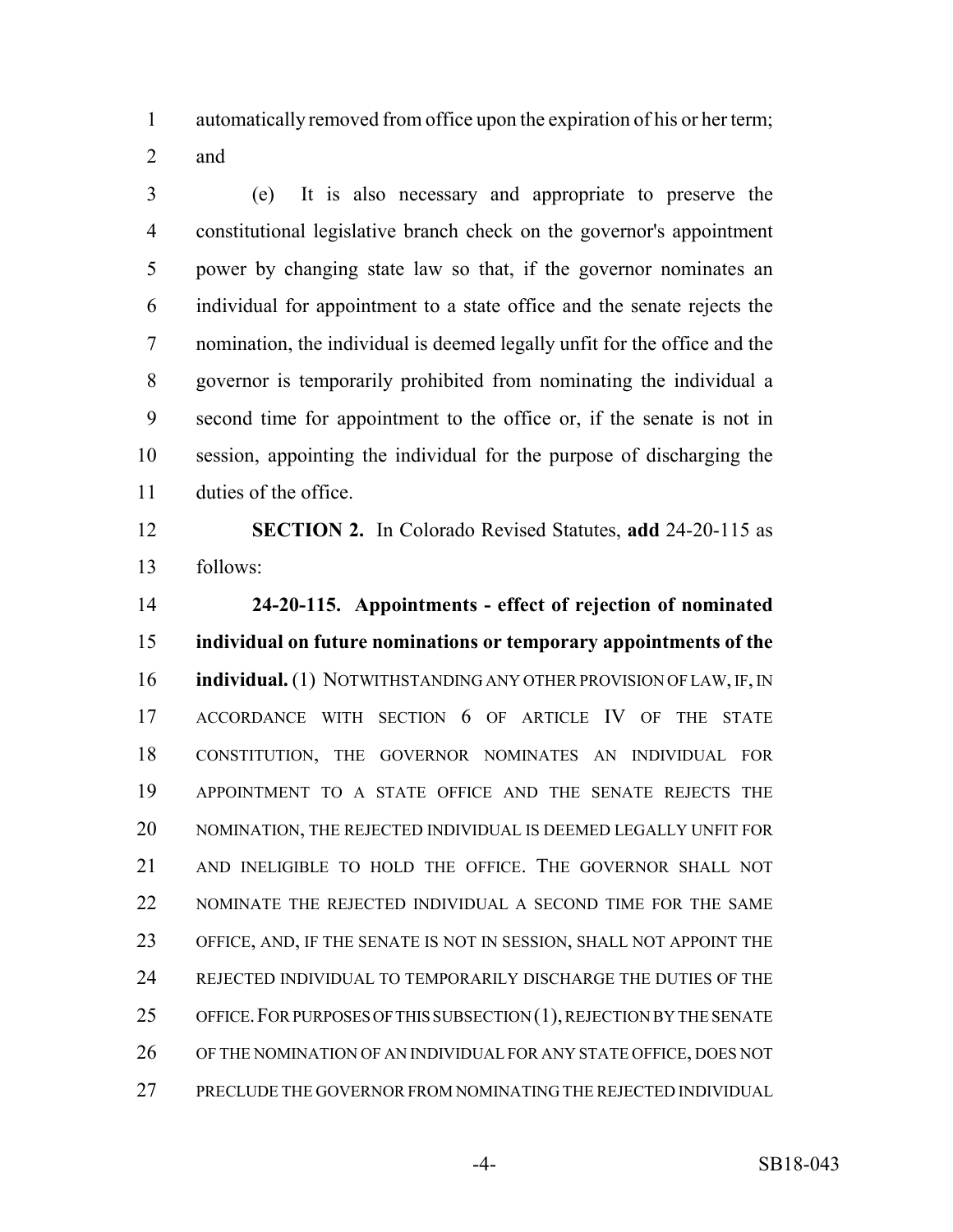automatically removed from office upon the expiration of his or her term; and

(e) It is also necessary and appropriate to preserve the constitutional legislative branch check on the governor's appointment power by changing state law so that, if the governor nominates an individual for appointment to a state office and the senate rejects the nomination, the individual is deemed legally unfit for the office and the governor is temporarily prohibited from nominating the individual a second time for appointment to the office or, if the senate is not in session, appointing the individual for the purpose of discharging the duties of the office.

**SECTION 2.** In Colorado Revised Statutes, **add** 24-20-115 as follows:

**24-20-115. Appointments - effect of rejection of nominated individual on future nominations or temporary appointments of the individual.** (1) NOTWITHSTANDING ANY OTHER PROVISION OF LAW, IF, IN ACCORDANCE WITH SECTION 6 OF ARTICLE IV OF THE STATE CONSTITUTION, THE GOVERNOR NOMINATES AN INDIVIDUAL FOR APPOINTMENT TO A STATE OFFICE AND THE SENATE REJECTS THE NOMINATION, THE REJECTED INDIVIDUAL IS DEEMED LEGALLY UNFIT FOR AND INELIGIBLE TO HOLD THE OFFICE. THE GOVERNOR SHALL NOT NOMINATE THE REJECTED INDIVIDUAL A SECOND TIME FOR THE SAME OFFICE, AND, IF THE SENATE IS NOT IN SESSION, SHALL NOT APPOINT THE REJECTED INDIVIDUAL TO TEMPORARILY DISCHARGE THE DUTIES OF THE OFFICE. FOR PURPOSES OF THIS SUBSECTION (1), REJECTION BY THE SENATE OF THE NOMINATION OF AN INDIVIDUAL FOR ANY STATE OFFICE, DOES NOT PRECLUDE THE GOVERNOR FROM NOMINATING THE REJECTED INDIVIDUAL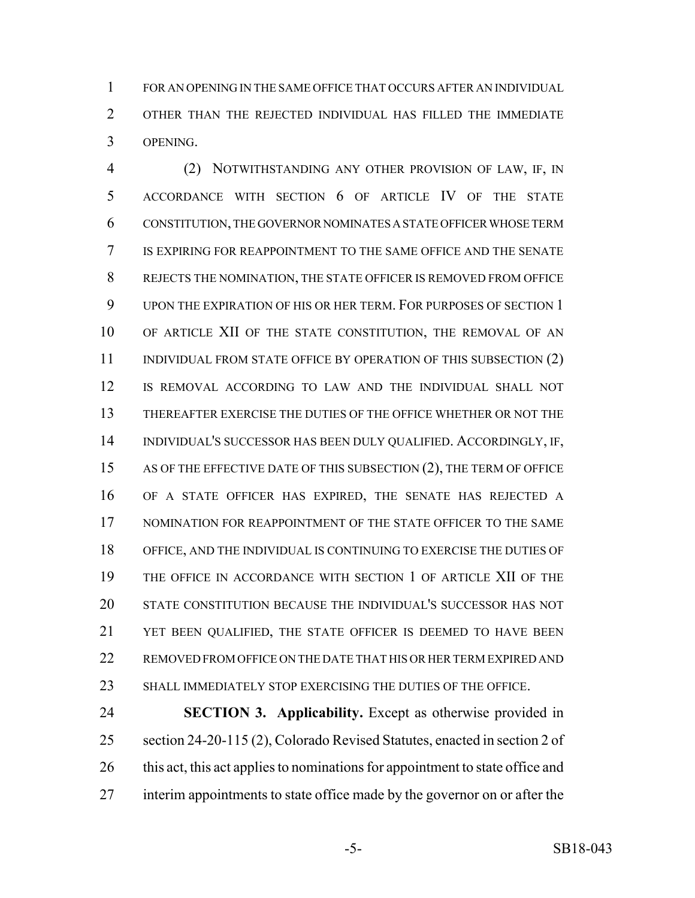FOR AN OPENING IN THE SAME OFFICE THAT OCCURS AFTER AN INDIVIDUAL OTHER THAN THE REJECTED INDIVIDUAL HAS FILLED THE IMMEDIATE OPENING.

(2) NOTWITHSTANDING ANY OTHER PROVISION OF LAW, IF, IN ACCORDANCE WITH SECTION 6 OF ARTICLE IV OF THE STATE CONSTITUTION, THE GOVERNOR NOMINATES A STATE OFFICER WHOSE TERM IS EXPIRING FOR REAPPOINTMENT TO THE SAME OFFICE AND THE SENATE REJECTS THE NOMINATION, THE STATE OFFICER IS REMOVED FROM OFFICE UPON THE EXPIRATION OF HIS OR HER TERM. FOR PURPOSES OF SECTION 1 OF ARTICLE XII OF THE STATE CONSTITUTION, THE REMOVAL OF AN INDIVIDUAL FROM STATE OFFICE BY OPERATION OF THIS SUBSECTION (2) IS REMOVAL ACCORDING TO LAW AND THE INDIVIDUAL SHALL NOT THEREAFTER EXERCISE THE DUTIES OF THE OFFICE WHETHER OR NOT THE INDIVIDUAL'S SUCCESSOR HAS BEEN DULY QUALIFIED. ACCORDINGLY, IF, AS OF THE EFFECTIVE DATE OF THIS SUBSECTION (2), THE TERM OF OFFICE OF A STATE OFFICER HAS EXPIRED, THE SENATE HAS REJECTED A NOMINATION FOR REAPPOINTMENT OF THE STATE OFFICER TO THE SAME OFFICE, AND THE INDIVIDUAL IS CONTINUING TO EXERCISE THE DUTIES OF THE OFFICE IN ACCORDANCE WITH SECTION 1 OF ARTICLE XII OF THE STATE CONSTITUTION BECAUSE THE INDIVIDUAL'S SUCCESSOR HAS NOT YET BEEN QUALIFIED, THE STATE OFFICER IS DEEMED TO HAVE BEEN REMOVED FROM OFFICE ON THE DATE THAT HIS OR HER TERM EXPIRED AND SHALL IMMEDIATELY STOP EXERCISING THE DUTIES OF THE OFFICE.

**SECTION 3. Applicability.** Except as otherwise provided in section 24-20-115 (2), Colorado Revised Statutes, enacted in section 2 of this act, this act applies to nominations for appointment to state office and interim appointments to state office made by the governor on or after the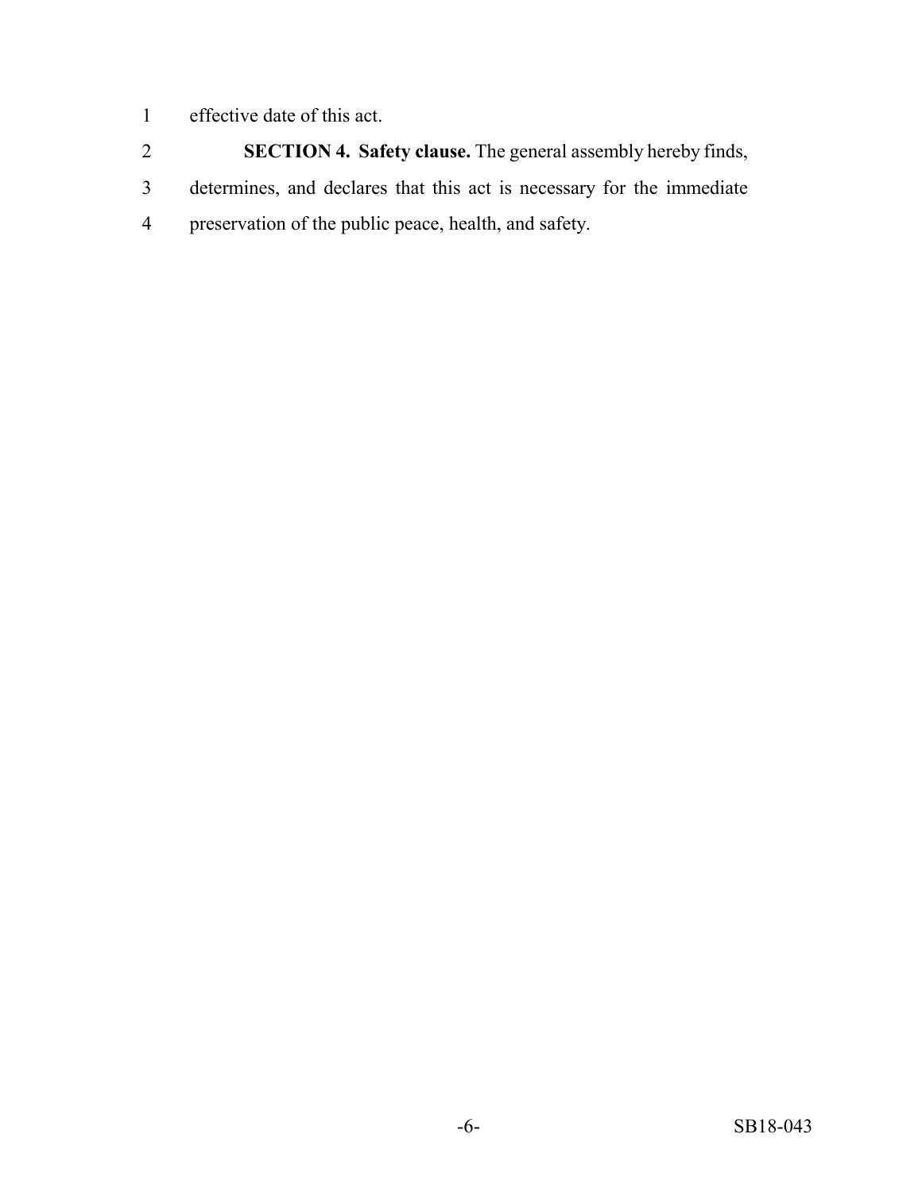effective date of this act.

**SECTION 4. Safety clause.** The general assembly hereby finds, determines, and declares that this act is necessary for the immediate preservation of the public peace, health, and safety.